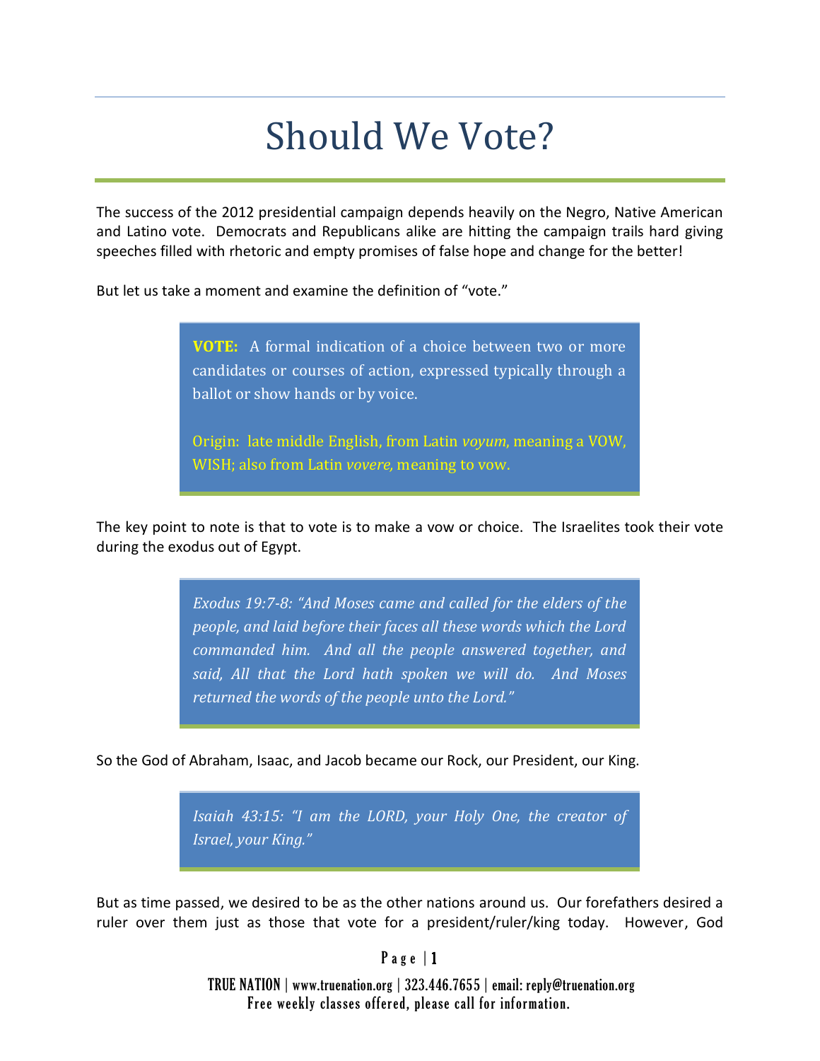# Should We Vote?

The success of the 2012 presidential campaign depends heavily on the Negro, Native American and Latino vote. Democrats and Republicans alike are hitting the campaign trails hard giving speeches filled with rhetoric and empty promises of false hope and change for the better!

But let us take a moment and examine the definition of "vote."

> **VOTE:** A formal indication of a choice between two or more candidates or courses of action, expressed typically through a ballot or show hands or by voice.
>
> Origin: late middle English, from Latin *voyum,* meaning a VOW, WISH; also from Latin *vovere,* meaning to vow.

The key point to note is that to vote is to make a vow or choice. The Israelites took their vote during the exodus out of Egypt.

> *Exodus 19:7-8: "And Moses came and called for the elders of the people, and laid before their faces all these words which the Lord commanded him. And all the people answered together, and said, All that the Lord hath spoken we will do. And Moses returned the words of the people unto the Lord."*

So the God of Abraham, Isaac, and Jacob became our Rock, our President, our King.

> *Isaiah 43:15: "I am the LORD, your Holy One, the creator of Israel, your King."*

But as time passed, we desired to be as the other nations around us. Our forefathers desired a ruler over them just as those that vote for a president/ruler/king today. However, God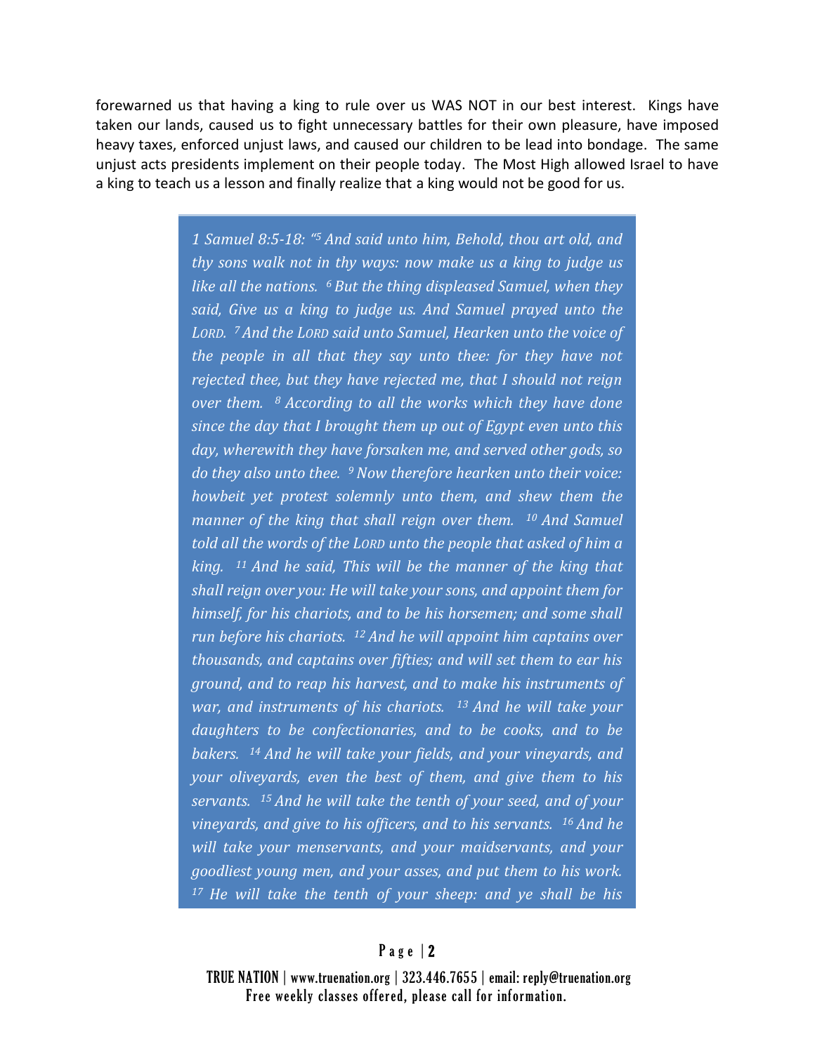forewarned us that having a king to rule over us WAS NOT in our best interest. Kings have taken our lands, caused us to fight unnecessary battles for their own pleasure, have imposed heavy taxes, enforced unjust laws, and caused our children to be lead into bondage. The same unjust acts presidents implement on their people today. The Most High allowed Israel to have a king to teach us a lesson and finally realize that a king would not be good for us.

> *1 Samuel 8:5-18: "[5] And said unto him, Behold, thou art old, and thy sons walk not in thy ways: now make us a king to judge us like all the nations. [6] But the thing displeased Samuel, when they said, Give us a king to judge us. And Samuel prayed unto the LORD. [7] And the LORD said unto Samuel, Hearken unto the voice of the people in all that they say unto thee: for they have not rejected thee, but they have rejected me, that I should not reign over them. [8] According to all the works which they have done since the day that I brought them up out of Egypt even unto this day, wherewith they have forsaken me, and served other gods, so do they also unto thee. [9] Now therefore hearken unto their voice: howbeit yet protest solemnly unto them, and shew them the manner of the king that shall reign over them. [10] And Samuel told all the words of the LORD unto the people that asked of him a king. [11] And he said, This will be the manner of the king that shall reign over you: He will take your sons, and appoint them for himself, for his chariots, and to be his horsemen; and some shall run before his chariots. [12] And he will appoint him captains over thousands, and captains over fifties; and will set them to ear his ground, and to reap his harvest, and to make his instruments of war, and instruments of his chariots. [13] And he will take your daughters to be confectionaries, and to be cooks, and to be bakers. [14] And he will take your fields, and your vineyards, and your oliveyards, even the best of them, and give them to his servants. [15] And he will take the tenth of your seed, and of your vineyards, and give to his officers, and to his servants. [16] And he will take your menservants, and your maidservants, and your goodliest young men, and your asses, and put them to his work. [17] He will take the tenth of your sheep: and ye shall be his*

TRUE NATION | www.truenation.org | 323.446.7655 | email: reply@truenation.org
Free weekly classes offered, please call for information.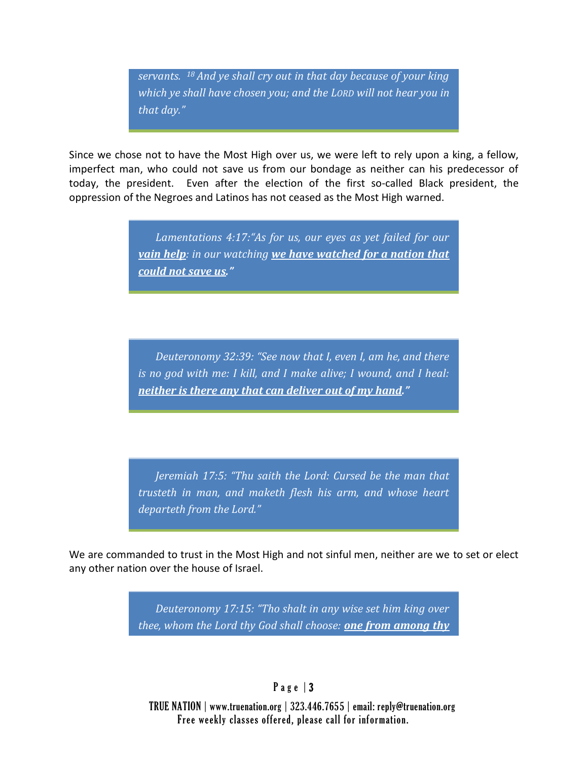> *servants. [18] And ye shall cry out in that day because of your king which ye shall have chosen you; and the LORD will not hear you in that day."*

Since we chose not to have the Most High over us, we were left to rely upon a king, a fellow, imperfect man, who could not save us from our bondage as neither can his predecessor of today, the president. Even after the election of the first so-called Black president, the oppression of the Negroes and Latinos has not ceased as the Most High warned.

> *Lamentations 4:17:"As for us, our eyes as yet failed for our* ***vain help****: in our watching* ***we have watched for a nation that could not save us****."*

> *Deuteronomy 32:39: "See now that I, even I, am he, and there is no god with me: I kill, and I make alive; I wound, and I heal:* ***neither is there any that can deliver out of my hand****."*

> *Jeremiah 17:5: "Thu saith the Lord: Cursed be the man that trusteth in man, and maketh flesh his arm, and whose heart departeth from the Lord."*

We are commanded to trust in the Most High and not sinful men, neither are we to set or elect any other nation over the house of Israel.

> *Deuteronomy 17:15: "Tho shalt in any wise set him king over thee, whom the Lord thy God shall choose:* ***one from among thy***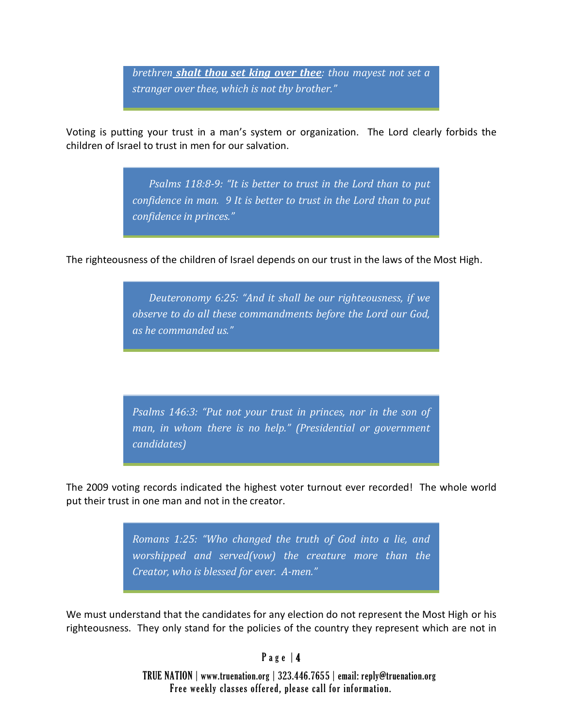> *brethren **shalt thou set king over thee**: thou mayest not set a stranger over thee, which is not thy brother."*

Voting is putting your trust in a man's system or organization. The Lord clearly forbids the children of Israel to trust in men for our salvation.

> *Psalms 118:8-9: "It is better to trust in the Lord than to put confidence in man. 9 It is better to trust in the Lord than to put confidence in princes."*

The righteousness of the children of Israel depends on our trust in the laws of the Most High.

> *Deuteronomy 6:25: "And it shall be our righteousness, if we observe to do all these commandments before the Lord our God, as he commanded us."*

> *Psalms 146:3: "Put not your trust in princes, nor in the son of man, in whom there is no help." (Presidential or government candidates)*

The 2009 voting records indicated the highest voter turnout ever recorded! The whole world put their trust in one man and not in the creator.

> *Romans 1:25: "Who changed the truth of God into a lie, and worshipped and served(vow) the creature more than the Creator, who is blessed for ever. A-men."*

We must understand that the candidates for any election do not represent the Most High or his righteousness. They only stand for the policies of the country they represent which are not in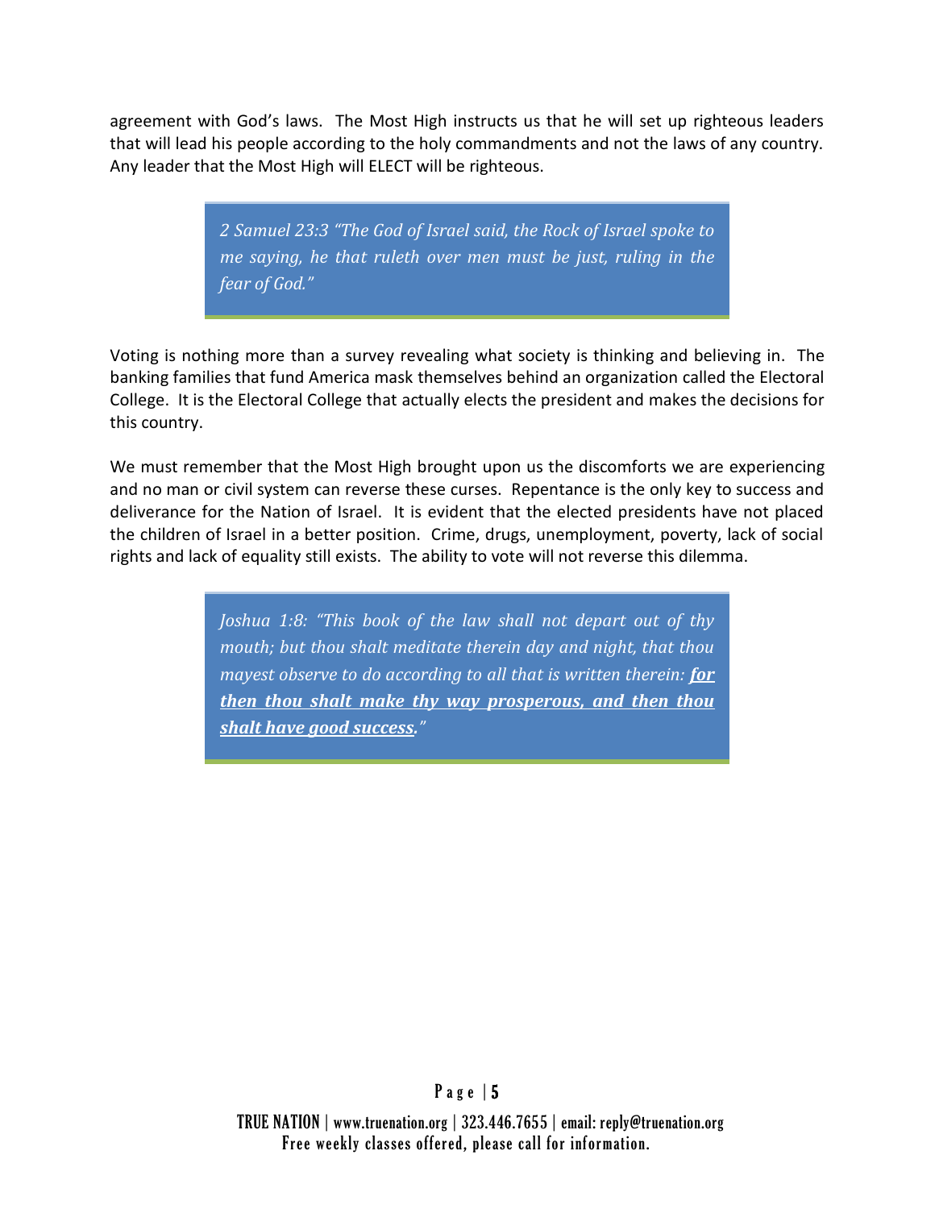agreement with God's laws. The Most High instructs us that he will set up righteous leaders that will lead his people according to the holy commandments and not the laws of any country. Any leader that the Most High will ELECT will be righteous.

> *2 Samuel 23:3 "The God of Israel said, the Rock of Israel spoke to me saying, he that ruleth over men must be just, ruling in the fear of God."*

Voting is nothing more than a survey revealing what society is thinking and believing in. The banking families that fund America mask themselves behind an organization called the Electoral College. It is the Electoral College that actually elects the president and makes the decisions for this country.

We must remember that the Most High brought upon us the discomforts we are experiencing and no man or civil system can reverse these curses. Repentance is the only key to success and deliverance for the Nation of Israel. It is evident that the elected presidents have not placed the children of Israel in a better position. Crime, drugs, unemployment, poverty, lack of social rights and lack of equality still exists. The ability to vote will not reverse this dilemma.

> *Joshua 1:8: "This book of the law shall not depart out of thy mouth; but thou shalt meditate therein day and night, that thou mayest observe to do according to all that is written therein:* ***<u>for then thou shalt make thy way prosperous, and then thou shalt have good success</u>****."*

TRUE NATION | www.truenation.org | 323.446.7655 | email: reply@truenation.org
Free weekly classes offered, please call for information.